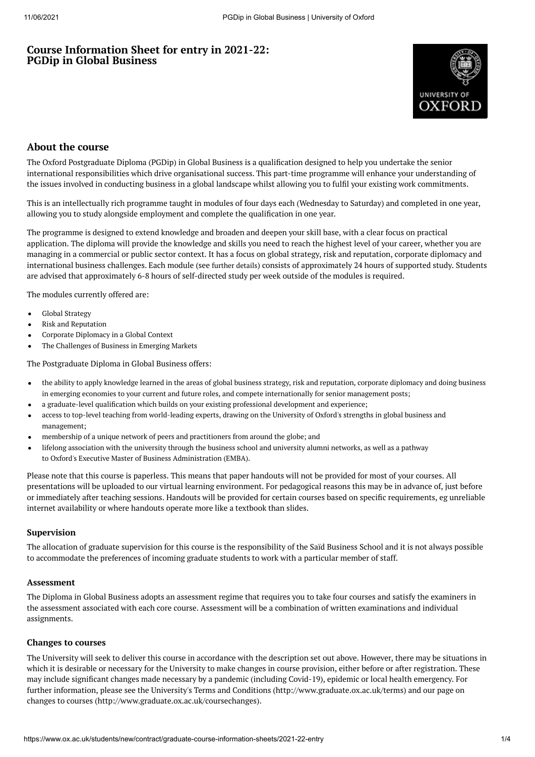# Course Information Sheet for entry in 2021-22: PGDip in Global Business

## About the course

The Oxford Postgraduate Diploma (PGDip) in Global Business is a qualification designed to help you undertake the senior international responsibilities which drive organisational success. This part-time programme will enhance your understanding of the issues involved in conducting business in a global landscape whilst allowing you to fulfil your existing work commitments.

This is an intellectually rich programme taught in modules of four days each (Wednesday to Saturday) and completed in one year, allowing you to study alongside employment and complete the qualification in one year.

The programme is designed to extend knowledge and broaden and deepen your skill base, with a clear focus on practical application. The diploma will provide the knowledge and skills you need to reach the highest level of your career, whether you are managing in a commercial or public sector context. It has a focus on global strategy, risk and reputation, corporate diplomacy and international business challenges. Each module (see further details) consists of approximately 24 hours of supported study. Students are advised that approximately 6-8 hours of self-directed study per week outside of the modules is required.

The modules currently offered are:

- Global Strategy
- Risk and Reputation
- Corporate Diplomacy in a Global Context
- The Challenges of Business in Emerging Markets

The Postgraduate Diploma in Global Business offers:

- the ability to apply knowledge learned in the areas of global business strategy, risk and reputation, corporate diplomacy and doing business in emerging economies to your current and future roles, and compete internationally for senior management posts;
- a graduate-level qualification which builds on your existing professional development and experience;
- access to top-level teaching from world-leading experts, drawing on the University of Oxford's strengths in global business and management;
- membership of a unique network of peers and practitioners from around the globe; and
- lifelong association with the university through the business school and university alumni networks, as well as a pathway to Oxford's Executive Master of Business Administration (EMBA).

Please note that this course is paperless. This means that paper handouts will not be provided for most of your courses. All presentations will be uploaded to our virtual learning environment. For pedagogical reasons this may be in advance of, just before or immediately after teaching sessions. Handouts will be provided for certain courses based on specific requirements, eg unreliable internet availability or where handouts operate more like a textbook than slides.

### Supervision

The allocation of graduate supervision for this course is the responsibility of the Saïd Business School and it is not always possible to accommodate the preferences of incoming graduate students to work with a particular member of staff.

### Assessment

The Diploma in Global Business adopts an assessment regime that requires you to take four courses and satisfy the examiners in the assessment associated with each core course. Assessment will be a combination of written examinations and individual assignments.

### Changes to courses

The University will seek to deliver this course in accordance with the description set out above. However, there may be situations in which it is desirable or necessary for the University to make changes in course provision, either before or after registration. These may include significant changes made necessary by a pandemic (including Covid-19), epidemic or local health emergency. For further information, please see the University's Terms and Conditions (http://www.graduate.ox.ac.uk/terms) and our page on changes to courses (http://www.graduate.ox.ac.uk/coursechanges).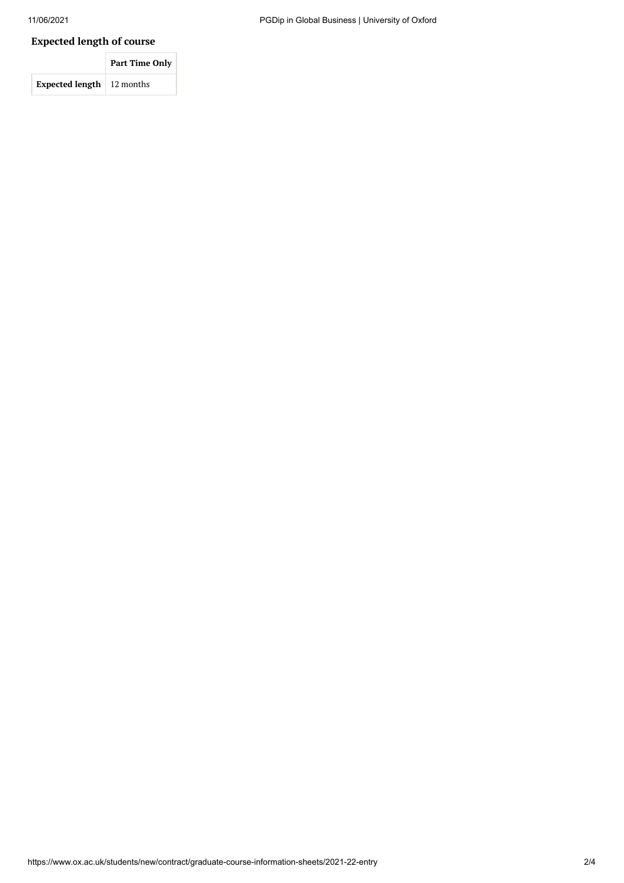## Expected length of course

| | Part Time Only |
|---|---|
| **Expected length** | 12 months |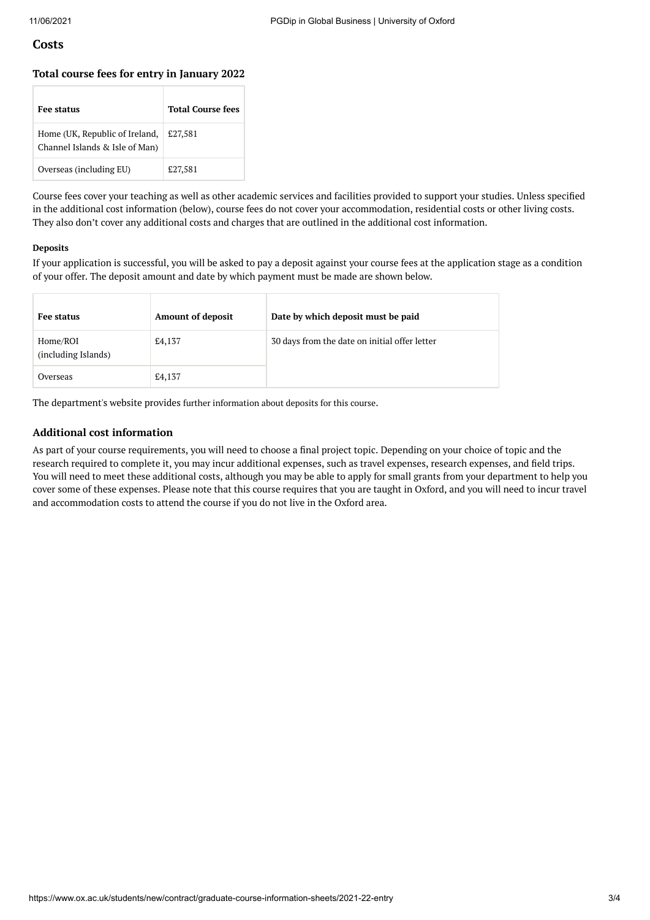## Costs

### Total course fees for entry in January 2022

| Fee status | Total Course fees |
|---|---|
| Home (UK, Republic of Ireland, Channel Islands & Isle of Man) | £27,581 |
| Overseas (including EU) | £27,581 |

Course fees cover your teaching as well as other academic services and facilities provided to support your studies. Unless specified in the additional cost information (below), course fees do not cover your accommodation, residential costs or other living costs. They also don't cover any additional costs and charges that are outlined in the additional cost information.

#### Deposits

If your application is successful, you will be asked to pay a deposit against your course fees at the application stage as a condition of your offer. The deposit amount and date by which payment must be made are shown below.

| Fee status | Amount of deposit | Date by which deposit must be paid |
|---|---|---|
| Home/ROI (including Islands) | £4,137 | 30 days from the date on initial offer letter |
| Overseas | £4,137 | |

The department's website provides further information about deposits for this course.

### Additional cost information

As part of your course requirements, you will need to choose a final project topic. Depending on your choice of topic and the research required to complete it, you may incur additional expenses, such as travel expenses, research expenses, and field trips. You will need to meet these additional costs, although you may be able to apply for small grants from your department to help you cover some of these expenses. Please note that this course requires that you are taught in Oxford, and you will need to incur travel and accommodation costs to attend the course if you do not live in the Oxford area.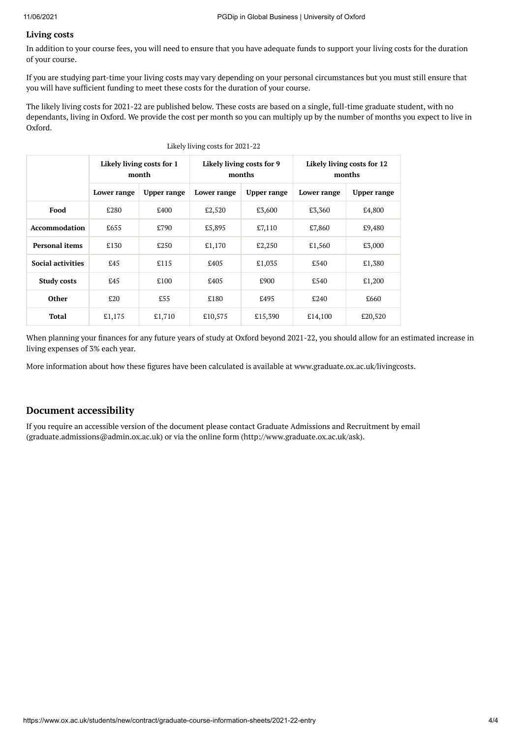### Living costs

In addition to your course fees, you will need to ensure that you have adequate funds to support your living costs for the duration of your course.

If you are studying part-time your living costs may vary depending on your personal circumstances but you must still ensure that you will have sufficient funding to meet these costs for the duration of your course.

The likely living costs for 2021-22 are published below. These costs are based on a single, full-time graduate student, with no dependants, living in Oxford. We provide the cost per month so you can multiply up by the number of months you expect to live in Oxford.

Likely living costs for 2021-22

| | Likely living costs for 1 month | | Likely living costs for 9 months | | Likely living costs for 12 months | |
|---|---|---|---|---|---|---|
| | **Lower range** | **Upper range** | **Lower range** | **Upper range** | **Lower range** | **Upper range** |
| **Food** | £280 | £400 | £2,520 | £3,600 | £3,360 | £4,800 |
| **Accommodation** | £655 | £790 | £5,895 | £7,110 | £7,860 | £9,480 |
| **Personal items** | £130 | £250 | £1,170 | £2,250 | £1,560 | £3,000 |
| **Social activities** | £45 | £115 | £405 | £1,035 | £540 | £1,380 |
| **Study costs** | £45 | £100 | £405 | £900 | £540 | £1,200 |
| **Other** | £20 | £55 | £180 | £495 | £240 | £660 |
| **Total** | £1,175 | £1,710 | £10,575 | £15,390 | £14,100 | £20,520 |

When planning your finances for any future years of study at Oxford beyond 2021-22, you should allow for an estimated increase in living expenses of 3% each year.

More information about how these figures have been calculated is available at www.graduate.ox.ac.uk/livingcosts.

## Document accessibility

If you require an accessible version of the document please contact Graduate Admissions and Recruitment by email (graduate.admissions@admin.ox.ac.uk) or via the online form (http://www.graduate.ox.ac.uk/ask).